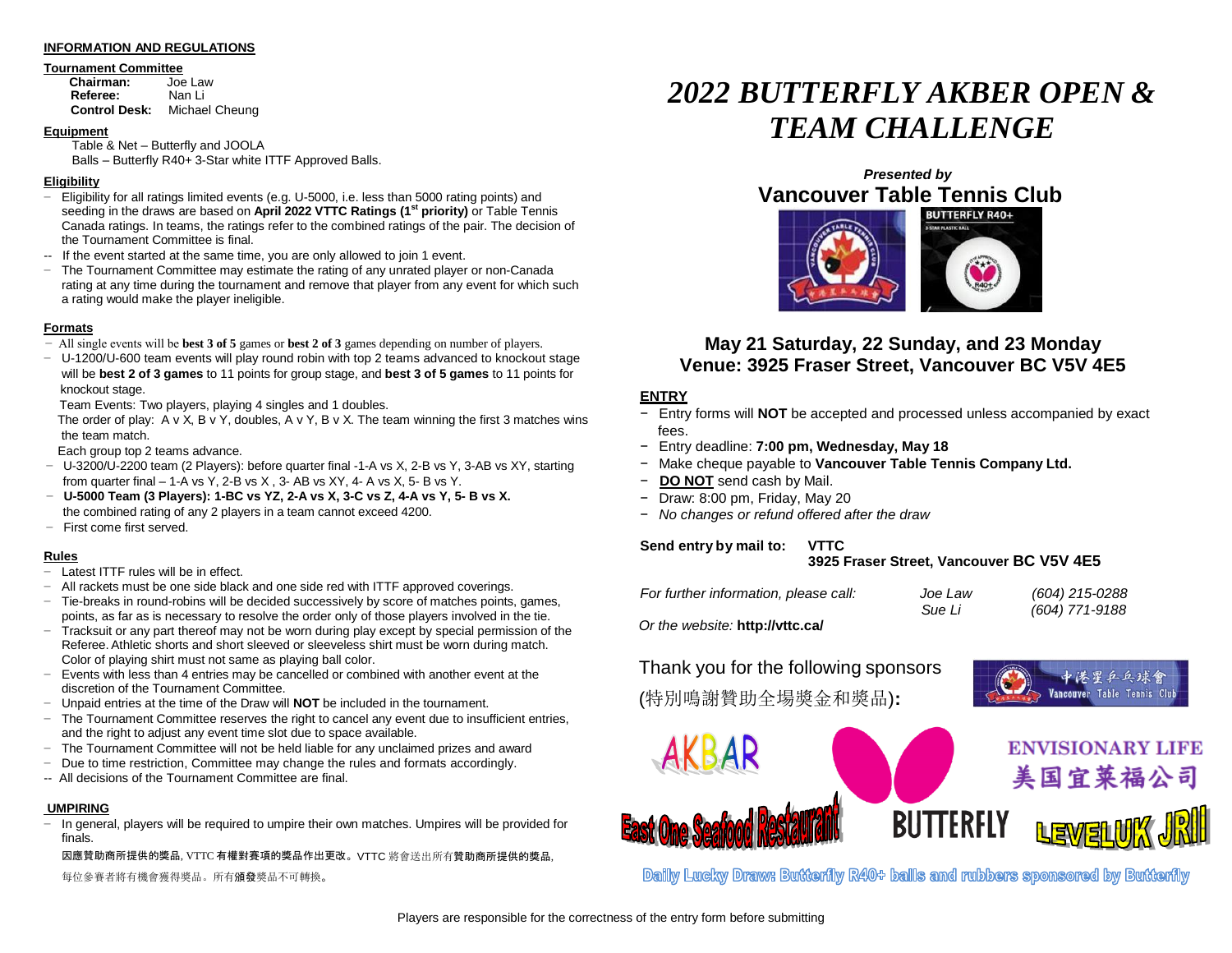## INFORMATION AND REGULATIONS

### Tournament Committee

**Chairman:** Joe Law
**Referee:** Nan Li
**Control Desk:** Michael Cheung

### Equipment

Table & Net – Butterfly and JOOLA
Balls – Butterfly R40+ 3-Star white ITTF Approved Balls.

### Eligibility

- Eligibility for all ratings limited events (e.g. U-5000, i.e. less than 5000 rating points) and seeding in the draws are based on **April 2022 VTTC Ratings (1st priority)** or Table Tennis Canada ratings. In teams, the ratings refer to the combined ratings of the pair. The decision of the Tournament Committee is final.
- If the event started at the same time, you are only allowed to join 1 event.
- The Tournament Committee may estimate the rating of any unrated player or non-Canada rating at any time during the tournament and remove that player from any event for which such a rating would make the player ineligible.

### Formats

- All single events will be **best 3 of 5** games or **best 2 of 3** games depending on number of players.
- U-1200/U-600 team events will play round robin with top 2 teams advanced to knockout stage will be **best 2 of 3 games** to 11 points for group stage, and **best 3 of 5 games** to 11 points for knockout stage.
  Team Events: Two players, playing 4 singles and 1 doubles.
  The order of play: A v X, B v Y, doubles, A v Y, B v X. The team winning the first 3 matches wins the team match.
  Each group top 2 teams advance.
- U-3200/U-2200 team (2 Players): before quarter final -1-A vs X, 2-B vs Y, 3-AB vs XY, starting from quarter final – 1-A vs Y, 2-B vs X , 3- AB vs XY, 4- A vs X, 5- B vs Y.
- **U-5000 Team (3 Players): 1-BC vs YZ, 2-A vs X, 3-C vs Z, 4-A vs Y, 5- B vs X.** the combined rating of any 2 players in a team cannot exceed 4200.
- First come first served.

### Rules

- Latest ITTF rules will be in effect.
- All rackets must be one side black and one side red with ITTF approved coverings.
- Tie-breaks in round-robins will be decided successively by score of matches points, games, points, as far as is necessary to resolve the order only of those players involved in the tie.
- Tracksuit or any part thereof may not be worn during play except by special permission of the Referee. Athletic shorts and short sleeved or sleeveless shirt must be worn during match. Color of playing shirt must not same as playing ball color.
- Events with less than 4 entries may be cancelled or combined with another event at the discretion of the Tournament Committee.
- Unpaid entries at the time of the Draw will **NOT** be included in the tournament.
- The Tournament Committee reserves the right to cancel any event due to insufficient entries, and the right to adjust any event time slot due to space available.
- The Tournament Committee will not be held liable for any unclaimed prizes and award
- Due to time restriction, Committee may change the rules and formats accordingly.
- All decisions of the Tournament Committee are final.

### UMPIRING

- In general, players will be required to umpire their own matches. Umpires will be provided for finals.

因應贊助商所提供的獎品, VTTC 有權對賽項的獎品作出更改。VTTC 將會送出所有贊助商所提供的獎品,

每位參賽者將有機會獲得獎品。所有頒發獎品不可轉換。

# *2022 BUTTERFLY AKBER OPEN & TEAM CHALLENGE*

***Presented by***

## Vancouver Table Tennis Club

### May 21 Saturday, 22 Sunday, and 23 Monday
### Venue: 3925 Fraser Street, Vancouver BC V5V 4E5

### ENTRY

- Entry forms will **NOT** be accepted and processed unless accompanied by exact fees.
- Entry deadline: **7:00 pm, Wednesday, May 18**
- Make cheque payable to **Vancouver Table Tennis Company Ltd.**
- **DO NOT** send cash by Mail.
- Draw: 8:00 pm, Friday, May 20
- *No changes or refund offered after the draw*

**Send entry by mail to:** **VTTC**
**3925 Fraser Street, Vancouver BC V5V 4E5**

*For further information, please call:* *Joe Law (604) 215-0288*
*Sue Li (604) 771-9188*

*Or the website:* **http://vttc.ca/**

Thank you for the following sponsors
(特別鳴謝贊助全場獎金和獎品)**:**

Daily Lucky Draw: Butterfly R40+ balls and rubbers sponsored by Butterfly

Players are responsible for the correctness of the entry form before submitting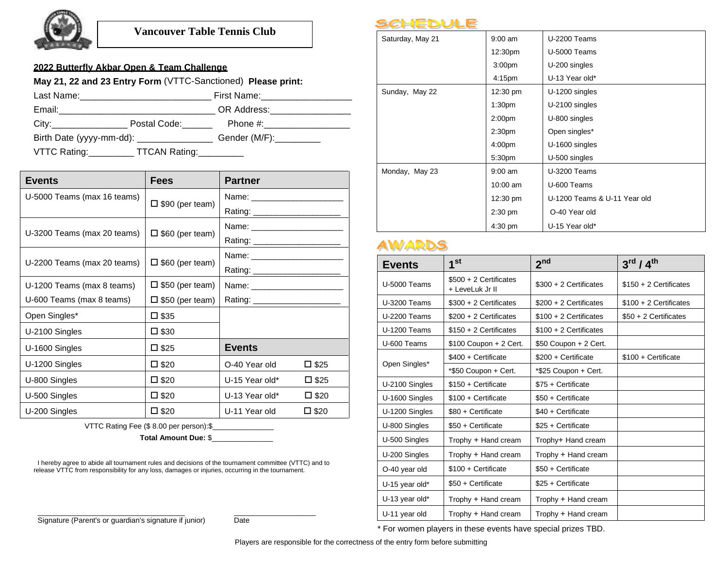# Vancouver Table Tennis Club

**2022 Butterfly Akbar Open & Team Challenge**

**May 21, 22 and 23 Entry Form** (VTTC-Sanctioned) **Please print:**

Last Name:__________________________ First Name:_________________

Email:______________________________ OR Address:________________

City:_______________ Postal Code:______ Phone #:_________________

Birth Date (yyyy-mm-dd): _______________ Gender (M/F):_________

VTTC Rating:_________ TTCAN Rating:_________

| Events | Fees | Partner | |
|---|---|---|---|
| U-5000 Teams (max 16 teams) | ☐ $90 (per team) | Name: ___________________ Rating: ___________________ | |
| U-3200 Teams (max 20 teams) | ☐ $60 (per team) | Name: ___________________ Rating: ___________________ | |
| U-2200 Teams (max 20 teams) | ☐ $60 (per team) | Name: ___________________ Rating: ___________________ | |
| U-1200 Teams (max 8 teams) | ☐ $50 (per team) | Name: ___________________ | |
| U-600 Teams (max 8 teams) | ☐ $50 (per team) | Rating: ___________________ | |
| Open Singles* | ☐ $35 | | |
| U-2100 Singles | ☐ $30 | | |
| U-1600 Singles | ☐ $25 | **Events** | |
| U-1200 Singles | ☐ $20 | O-40 Year old | ☐ $25 |
| U-800 Singles | ☐ $20 | U-15 Year old* | ☐ $25 |
| U-500 Singles | ☐ $20 | U-13 Year old* | ☐ $20 |
| U-200 Singles | ☐ $20 | U-11 Year old | ☐ $20 |

VTTC Rating Fee ($ 8.00 per person):$_______________

**Total Amount Due:** $_______________

I hereby agree to abide all tournament rules and decisions of the tournament committee (VTTC) and to release VTTC from responsibility for any loss, damages or injuries, occurring in the tournament.

___________________________________ Signature (Parent's or guardian's signature if junior)

____________________ Date

## SCHEDULE

| | | |
|---|---|---|
| Saturday, May 21 | 9:00 am | U-2200 Teams |
| | 12:30pm | U-5000 Teams |
| | 3:00pm | U-200 singles |
| | 4:15pm | U-13 Year old* |
| Sunday, May 22 | 12:30 pm | U-1200 singles |
| | 1:30pm | U-2100 singles |
| | 2:00pm | U-800 singles |
| | 2:30pm | Open singles* |
| | 4:00pm | U-1600 singles |
| | 5:30pm | U-500 singles |
| Monday, May 23 | 9:00 am | U-3200 Teams |
| | 10:00 am | U-600 Teams |
| | 12:30 pm | U-1200 Teams & U-11 Year old |
| | 2:30 pm | O-40 Year old |
| | 4:30 pm | U-15 Year old* |

## AWARDS

| Events | 1st | 2nd | 3rd / 4th |
|---|---|---|---|
| U-5000 Teams | $500 + 2 Certificates + LeveLuk Jr II | $300 + 2 Certificates | $150 + 2 Certificates |
| U-3200 Teams | $300 + 2 Certificates | $200 + 2 Certificates | $100 + 2 Certificates |
| U-2200 Teams | $200 + 2 Certificates | $100 + 2 Certificates | $50 + 2 Certificates |
| U-1200 Teams | $150 + 2 Certificates | $100 + 2 Certificates | |
| U-600 Teams | $100 Coupon + 2 Cert. | $50 Coupon + 2 Cert. | |
| Open Singles* | $400 + Certificate | $200 + Certificate | $100 + Certificate |
| | *$50 Coupon + Cert. | *$25 Coupon + Cert. | |
| U-2100 Singles | $150 + Certificate | $75 + Certificate | |
| U-1600 Singles | $100 + Certificate | $50 + Certificate | |
| U-1200 Singles | $80 + Certificate | $40 + Certificate | |
| U-800 Singles | $50 + Certificate | $25 + Certificate | |
| U-500 Singles | Trophy + Hand cream | Trophy+ Hand cream | |
| U-200 Singles | Trophy + Hand cream | Trophy + Hand cream | |
| O-40 year old | $100 + Certificate | $50 + Certificate | |
| U-15 year old* | $50 + Certificate | $25 + Certificate | |
| U-13 year old* | Trophy + Hand cream | Trophy + Hand cream | |
| U-11 year old | Trophy + Hand cream | Trophy + Hand cream | |

\* For women players in these events have special prizes TBD.

Players are responsible for the correctness of the entry form before submitting